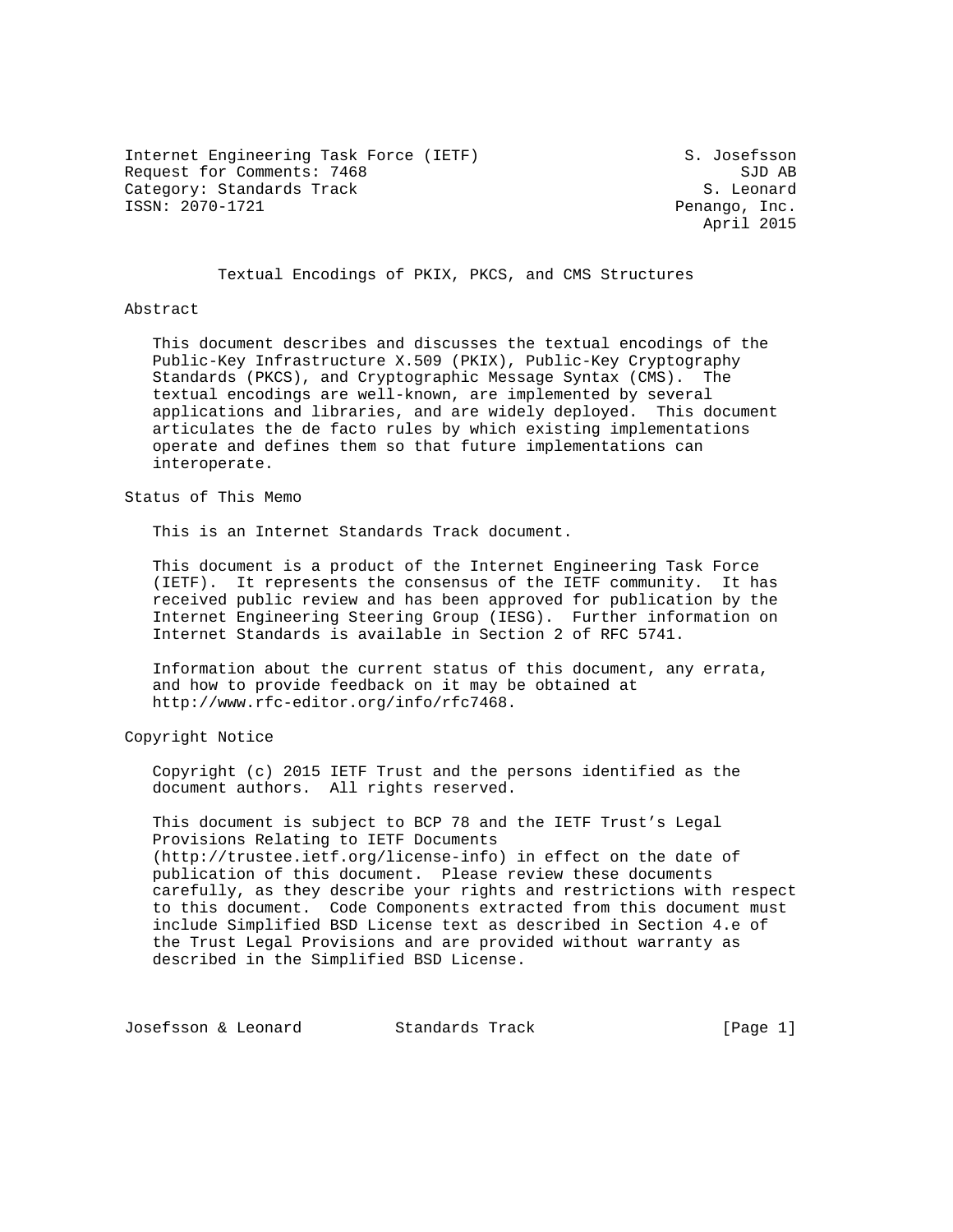Internet Engineering Task Force (IETF)  S. Josefsson
Request for Comments: 7468  SJD AB
Category: Standards Track  S. Leonard
ISSN: 2070-1721  Penango, Inc.
April 2015

# Textual Encodings of PKIX, PKCS, and CMS Structures

## Abstract

This document describes and discusses the textual encodings of the Public-Key Infrastructure X.509 (PKIX), Public-Key Cryptography Standards (PKCS), and Cryptographic Message Syntax (CMS). The textual encodings are well-known, are implemented by several applications and libraries, and are widely deployed. This document articulates the de facto rules by which existing implementations operate and defines them so that future implementations can interoperate.

## Status of This Memo

This is an Internet Standards Track document.

This document is a product of the Internet Engineering Task Force (IETF). It represents the consensus of the IETF community. It has received public review and has been approved for publication by the Internet Engineering Steering Group (IESG). Further information on Internet Standards is available in Section 2 of RFC 5741.

Information about the current status of this document, any errata, and how to provide feedback on it may be obtained at http://www.rfc-editor.org/info/rfc7468.

## Copyright Notice

Copyright (c) 2015 IETF Trust and the persons identified as the document authors. All rights reserved.

This document is subject to BCP 78 and the IETF Trust's Legal Provisions Relating to IETF Documents (http://trustee.ietf.org/license-info) in effect on the date of publication of this document. Please review these documents carefully, as they describe your rights and restrictions with respect to this document. Code Components extracted from this document must include Simplified BSD License text as described in Section 4.e of the Trust Legal Provisions and are provided without warranty as described in the Simplified BSD License.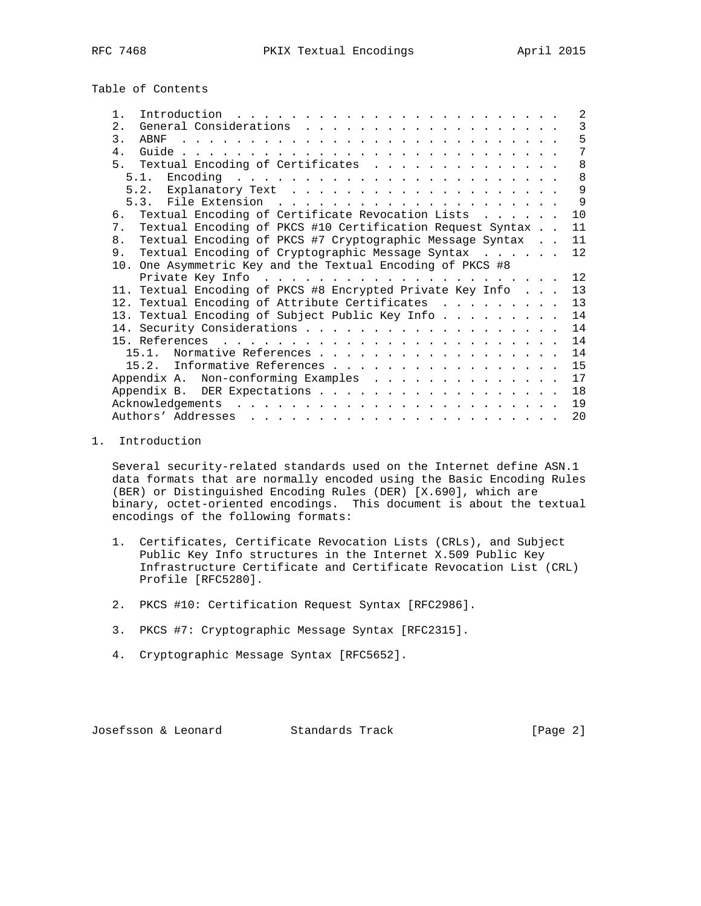Table of Contents

- 1. Introduction . . . . . . . . . . . . . . . . . . . . . . . . . 2
- 2. General Considerations . . . . . . . . . . . . . . . . . . . . 3
- 3. ABNF . . . . . . . . . . . . . . . . . . . . . . . . . . . . . 5
- 4. Guide . . . . . . . . . . . . . . . . . . . . . . . . . . . . . 7
- 5. Textual Encoding of Certificates . . . . . . . . . . . . . . . 8
  - 5.1. Encoding . . . . . . . . . . . . . . . . . . . . . . . . . 8
  - 5.2. Explanatory Text . . . . . . . . . . . . . . . . . . . . . 9
  - 5.3. File Extension . . . . . . . . . . . . . . . . . . . . . . 9
- 6. Textual Encoding of Certificate Revocation Lists . . . . . . 10
- 7. Textual Encoding of PKCS #10 Certification Request Syntax . . 11
- 8. Textual Encoding of PKCS #7 Cryptographic Message Syntax . . 11
- 9. Textual Encoding of Cryptographic Message Syntax . . . . . . 12
- 10. One Asymmetric Key and the Textual Encoding of PKCS #8 Private Key Info . . . . . . . . . . . . . . . . . . . . . . 12
- 11. Textual Encoding of PKCS #8 Encrypted Private Key Info . . . 13
- 12. Textual Encoding of Attribute Certificates . . . . . . . . . 13
- 13. Textual Encoding of Subject Public Key Info . . . . . . . . . 14
- 14. Security Considerations . . . . . . . . . . . . . . . . . . . 14
- 15. References . . . . . . . . . . . . . . . . . . . . . . . . . 14
  - 15.1. Normative References . . . . . . . . . . . . . . . . . . 14
  - 15.2. Informative References . . . . . . . . . . . . . . . . . 15
- Appendix A. Non-conforming Examples . . . . . . . . . . . . . . 17
- Appendix B. DER Expectations . . . . . . . . . . . . . . . . . . 18
- Acknowledgements . . . . . . . . . . . . . . . . . . . . . . . . 19
- Authors' Addresses . . . . . . . . . . . . . . . . . . . . . . . 20

## 1. Introduction

Several security-related standards used on the Internet define ASN.1 data formats that are normally encoded using the Basic Encoding Rules (BER) or Distinguished Encoding Rules (DER) [X.690], which are binary, octet-oriented encodings. This document is about the textual encodings of the following formats:

1. Certificates, Certificate Revocation Lists (CRLs), and Subject Public Key Info structures in the Internet X.509 Public Key Infrastructure Certificate and Certificate Revocation List (CRL) Profile [RFC5280].

2. PKCS #10: Certification Request Syntax [RFC2986].

3. PKCS #7: Cryptographic Message Syntax [RFC2315].

4. Cryptographic Message Syntax [RFC5652].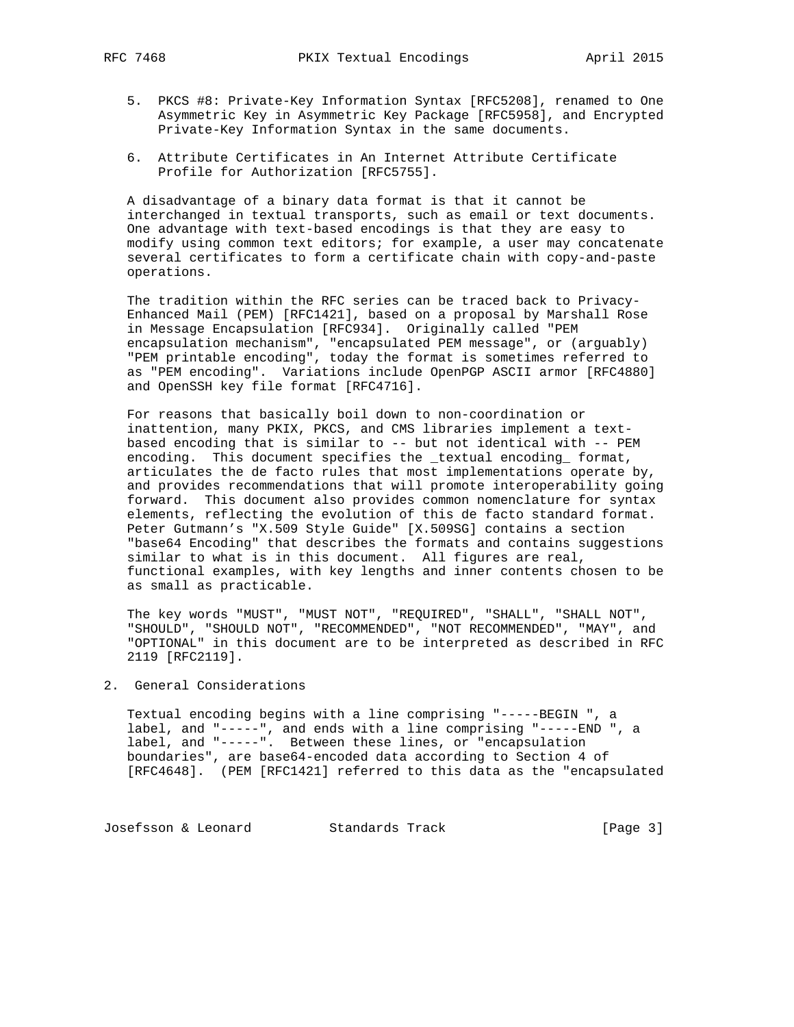5. PKCS #8: Private-Key Information Syntax [RFC5208], renamed to One Asymmetric Key in Asymmetric Key Package [RFC5958], and Encrypted Private-Key Information Syntax in the same documents.

6. Attribute Certificates in An Internet Attribute Certificate Profile for Authorization [RFC5755].

A disadvantage of a binary data format is that it cannot be interchanged in textual transports, such as email or text documents. One advantage with text-based encodings is that they are easy to modify using common text editors; for example, a user may concatenate several certificates to form a certificate chain with copy-and-paste operations.

The tradition within the RFC series can be traced back to Privacy-Enhanced Mail (PEM) [RFC1421], based on a proposal by Marshall Rose in Message Encapsulation [RFC934]. Originally called "PEM encapsulation mechanism", "encapsulated PEM message", or (arguably) "PEM printable encoding", today the format is sometimes referred to as "PEM encoding". Variations include OpenPGP ASCII armor [RFC4880] and OpenSSH key file format [RFC4716].

For reasons that basically boil down to non-coordination or inattention, many PKIX, PKCS, and CMS libraries implement a text-based encoding that is similar to -- but not identical with -- PEM encoding. This document specifies the _textual encoding_ format, articulates the de facto rules that most implementations operate by, and provides recommendations that will promote interoperability going forward. This document also provides common nomenclature for syntax elements, reflecting the evolution of this de facto standard format. Peter Gutmann's "X.509 Style Guide" [X.509SG] contains a section "base64 Encoding" that describes the formats and contains suggestions similar to what is in this document. All figures are real, functional examples, with key lengths and inner contents chosen to be as small as practicable.

The key words "MUST", "MUST NOT", "REQUIRED", "SHALL", "SHALL NOT", "SHOULD", "SHOULD NOT", "RECOMMENDED", "NOT RECOMMENDED", "MAY", and "OPTIONAL" in this document are to be interpreted as described in RFC 2119 [RFC2119].

## 2. General Considerations

Textual encoding begins with a line comprising "-----BEGIN ", a label, and "-----", and ends with a line comprising "-----END ", a label, and "-----". Between these lines, or "encapsulation boundaries", are base64-encoded data according to Section 4 of [RFC4648]. (PEM [RFC1421] referred to this data as the "encapsulated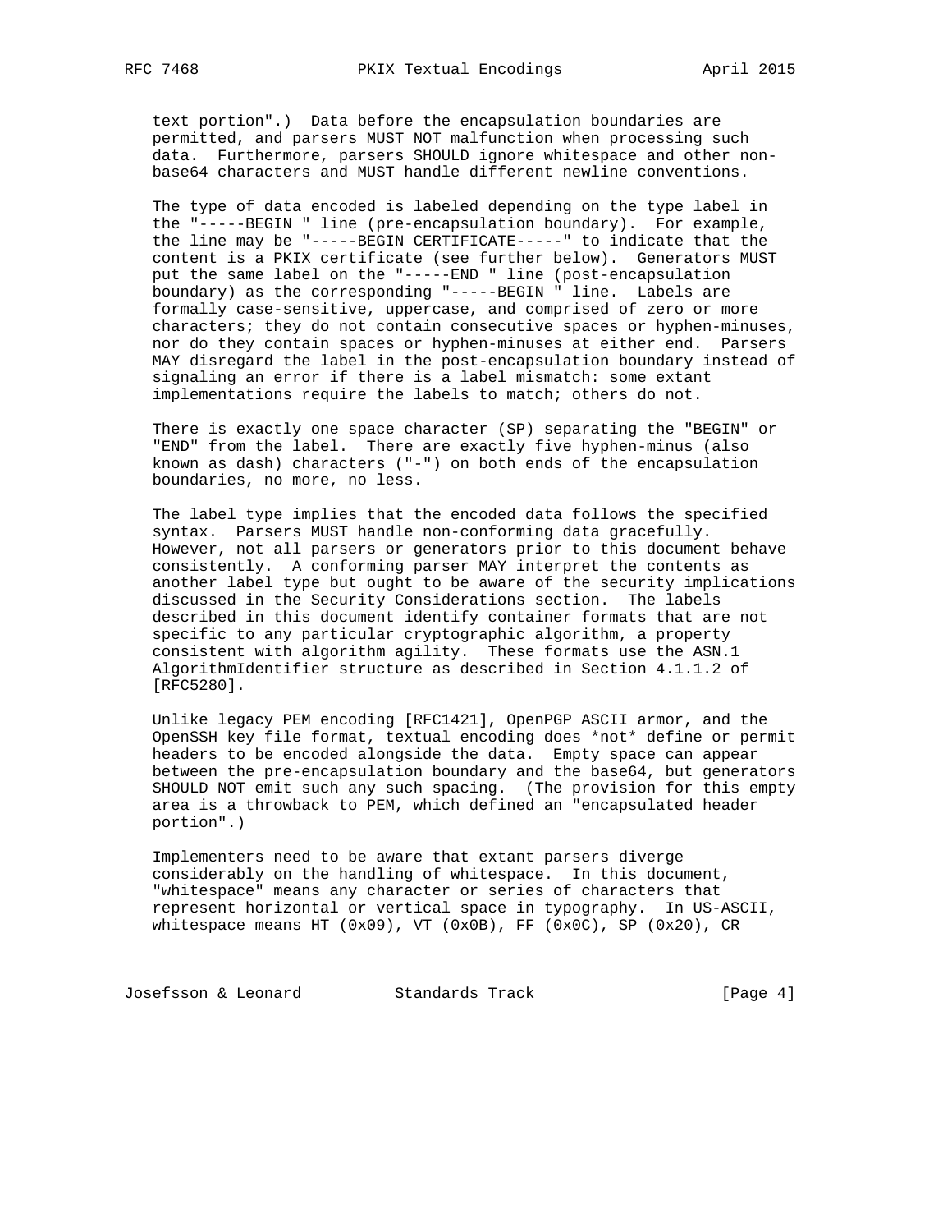text portion".) Data before the encapsulation boundaries are permitted, and parsers MUST NOT malfunction when processing such data. Furthermore, parsers SHOULD ignore whitespace and other non-base64 characters and MUST handle different newline conventions.

The type of data encoded is labeled depending on the type label in the "-----BEGIN " line (pre-encapsulation boundary). For example, the line may be "-----BEGIN CERTIFICATE-----" to indicate that the content is a PKIX certificate (see further below). Generators MUST put the same label on the "-----END " line (post-encapsulation boundary) as the corresponding "-----BEGIN " line. Labels are formally case-sensitive, uppercase, and comprised of zero or more characters; they do not contain consecutive spaces or hyphen-minuses, nor do they contain spaces or hyphen-minuses at either end. Parsers MAY disregard the label in the post-encapsulation boundary instead of signaling an error if there is a label mismatch: some extant implementations require the labels to match; others do not.

There is exactly one space character (SP) separating the "BEGIN" or "END" from the label. There are exactly five hyphen-minus (also known as dash) characters ("-") on both ends of the encapsulation boundaries, no more, no less.

The label type implies that the encoded data follows the specified syntax. Parsers MUST handle non-conforming data gracefully. However, not all parsers or generators prior to this document behave consistently. A conforming parser MAY interpret the contents as another label type but ought to be aware of the security implications discussed in the Security Considerations section. The labels described in this document identify container formats that are not specific to any particular cryptographic algorithm, a property consistent with algorithm agility. These formats use the ASN.1 AlgorithmIdentifier structure as described in Section 4.1.1.2 of [RFC5280].

Unlike legacy PEM encoding [RFC1421], OpenPGP ASCII armor, and the OpenSSH key file format, textual encoding does *not* define or permit headers to be encoded alongside the data. Empty space can appear between the pre-encapsulation boundary and the base64, but generators SHOULD NOT emit such any such spacing. (The provision for this empty area is a throwback to PEM, which defined an "encapsulated header portion".)

Implementers need to be aware that extant parsers diverge considerably on the handling of whitespace. In this document, "whitespace" means any character or series of characters that represent horizontal or vertical space in typography. In US-ASCII, whitespace means HT (0x09), VT (0x0B), FF (0x0C), SP (0x20), CR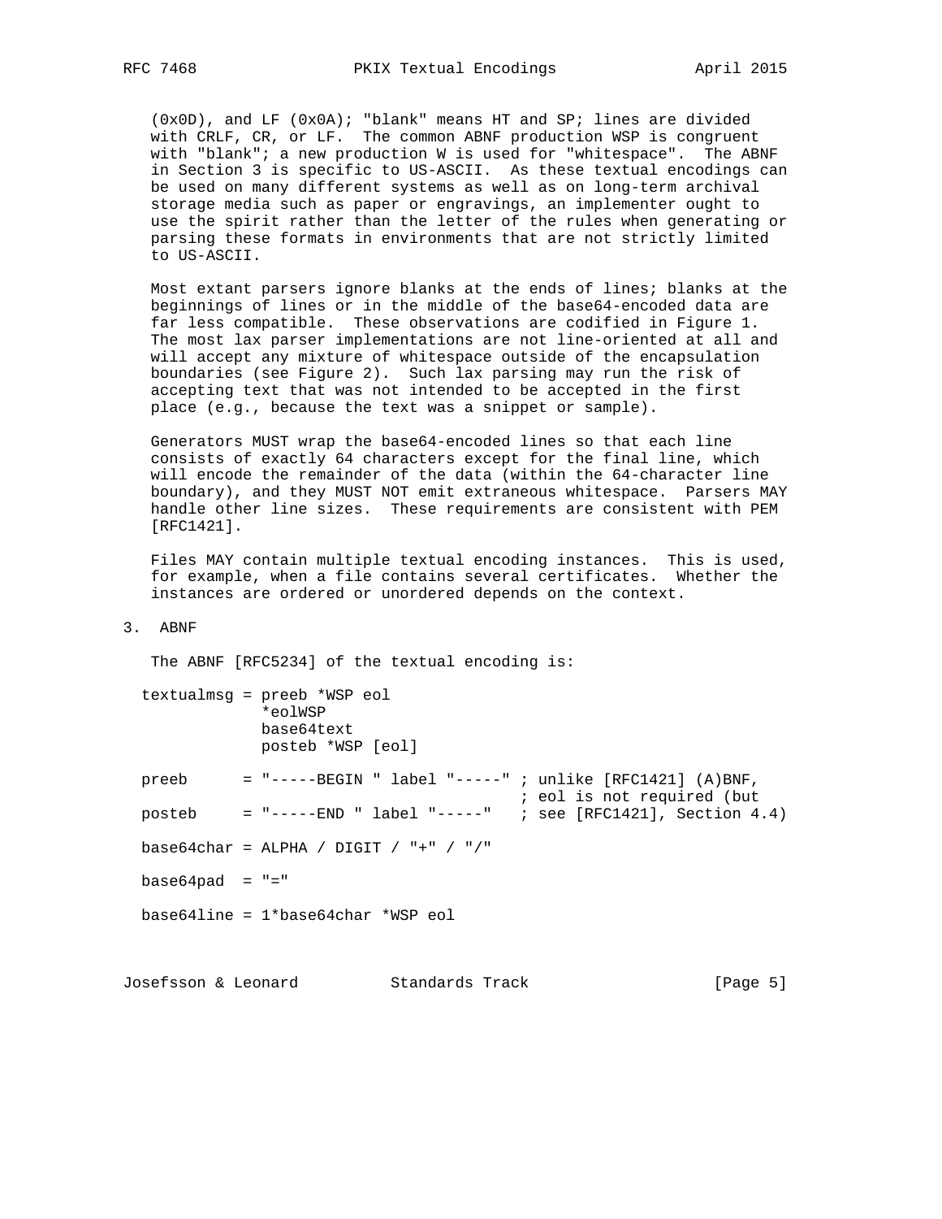(0x0D), and LF (0x0A); "blank" means HT and SP; lines are divided with CRLF, CR, or LF. The common ABNF production WSP is congruent with "blank"; a new production W is used for "whitespace". The ABNF in Section 3 is specific to US-ASCII. As these textual encodings can be used on many different systems as well as on long-term archival storage media such as paper or engravings, an implementer ought to use the spirit rather than the letter of the rules when generating or parsing these formats in environments that are not strictly limited to US-ASCII.

Most extant parsers ignore blanks at the ends of lines; blanks at the beginnings of lines or in the middle of the base64-encoded data are far less compatible. These observations are codified in Figure 1. The most lax parser implementations are not line-oriented at all and will accept any mixture of whitespace outside of the encapsulation boundaries (see Figure 2). Such lax parsing may run the risk of accepting text that was not intended to be accepted in the first place (e.g., because the text was a snippet or sample).

Generators MUST wrap the base64-encoded lines so that each line consists of exactly 64 characters except for the final line, which will encode the remainder of the data (within the 64-character line boundary), and they MUST NOT emit extraneous whitespace. Parsers MAY handle other line sizes. These requirements are consistent with PEM [RFC1421].

Files MAY contain multiple textual encoding instances. This is used, for example, when a file contains several certificates. Whether the instances are ordered or unordered depends on the context.

# 3. ABNF

The ABNF [RFC5234] of the textual encoding is:

```
textualmsg = preeb *WSP eol
             *eolWSP
             base64text
             posteb *WSP [eol]

preeb      = "-----BEGIN " label "-----" ; unlike [RFC1421] (A)BNF,
                                         ; eol is not required (but
posteb     = "-----END " label "-----"   ; see [RFC1421], Section 4.4)

base64char = ALPHA / DIGIT / "+" / "/"

base64pad  = "="

base64line = 1*base64char *WSP eol
```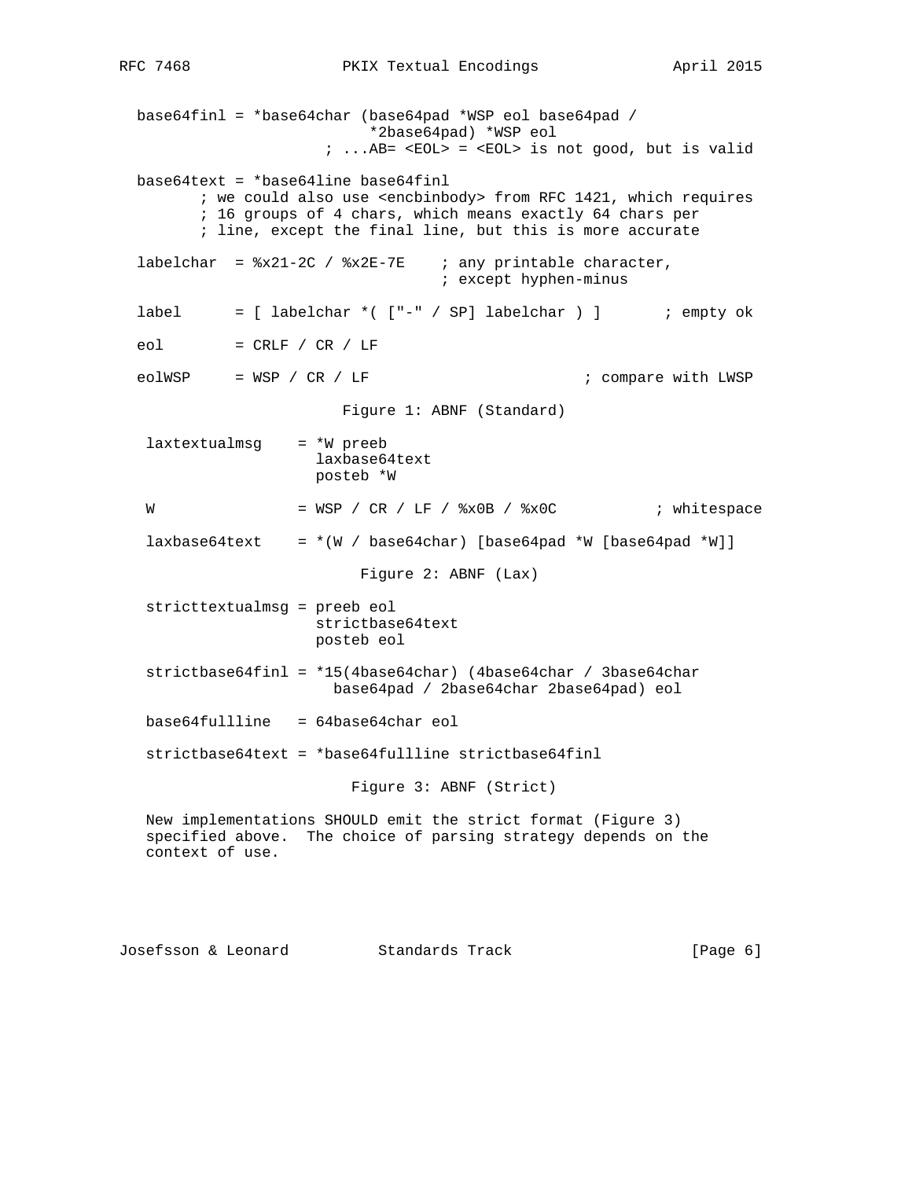```
base64finl = *base64char (base64pad *WSP eol base64pad /
                        *2base64pad) *WSP eol
                   ; ...AB= <EOL> = <EOL> is not good, but is valid

base64text = *base64line base64finl
       ; we could also use <encbinbody> from RFC 1421, which requires
       ; 16 groups of 4 chars, which means exactly 64 chars per
       ; line, except the final line, but this is more accurate

labelchar  = %x21-2C / %x2E-7E    ; any printable character,
                                  ; except hyphen-minus

label      = [ labelchar *( ["-" / SP] labelchar ) ]       ; empty ok

eol        = CRLF / CR / LF

eolWSP     = WSP / CR / LF                        ; compare with LWSP
```

Figure 1: ABNF (Standard)

```
laxtextualmsg    = *W preeb
                   laxbase64text
                   posteb *W

W                = WSP / CR / LF / %x0B / %x0C           ; whitespace

laxbase64text    = *(W / base64char) [base64pad *W [base64pad *W]]
```

Figure 2: ABNF (Lax)

```
stricttextualmsg = preeb eol
                   strictbase64text
                   posteb eol

strictbase64finl = *15(4base64char) (4base64char / 3base64char
                     base64pad / 2base64char 2base64pad) eol

base64fullline   = 64base64char eol

strictbase64text = *base64fullline strictbase64finl
```

Figure 3: ABNF (Strict)

New implementations SHOULD emit the strict format (Figure 3) specified above. The choice of parsing strategy depends on the context of use.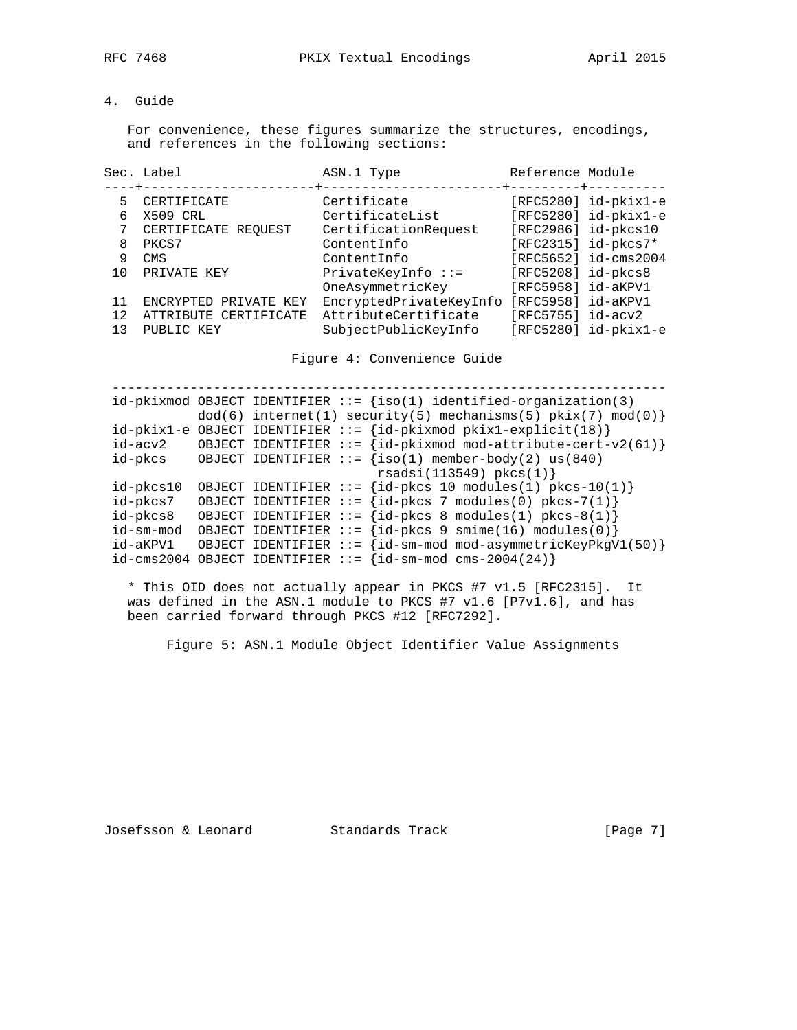## 4. Guide

For convenience, these figures summarize the structures, encodings, and references in the following sections:

| Sec. | Label | ASN.1 Type | Reference | Module |
|---|---|---|---|---|
| 5 | CERTIFICATE | Certificate | [RFC5280] | id-pkix1-e |
| 6 | X509 CRL | CertificateList | [RFC5280] | id-pkix1-e |
| 7 | CERTIFICATE REQUEST | CertificationRequest | [RFC2986] | id-pkcs10 |
| 8 | PKCS7 | ContentInfo | [RFC2315] | id-pkcs7* |
| 9 | CMS | ContentInfo | [RFC5652] | id-cms2004 |
| 10 | PRIVATE KEY | PrivateKeyInfo ::= | [RFC5208] | id-pkcs8 |
| | | OneAsymmetricKey | [RFC5958] | id-aKPV1 |
| 11 | ENCRYPTED PRIVATE KEY | EncryptedPrivateKeyInfo | [RFC5958] | id-aKPV1 |
| 12 | ATTRIBUTE CERTIFICATE | AttributeCertificate | [RFC5755] | id-acv2 |
| 13 | PUBLIC KEY | SubjectPublicKeyInfo | [RFC5280] | id-pkix1-e |

Figure 4: Convenience Guide

```
-------------------------------------------------------------------
id-pkixmod OBJECT IDENTIFIER ::= {iso(1) identified-organization(3)
           dod(6) internet(1) security(5) mechanisms(5) pkix(7) mod(0)}
id-pkix1-e OBJECT IDENTIFIER ::= {id-pkixmod pkix1-explicit(18)}
id-acv2    OBJECT IDENTIFIER ::= {id-pkixmod mod-attribute-cert-v2(61)}
id-pkcs    OBJECT IDENTIFIER ::= {iso(1) member-body(2) us(840)
                                  rsadsi(113549) pkcs(1)}
id-pkcs10  OBJECT IDENTIFIER ::= {id-pkcs 10 modules(1) pkcs-10(1)}
id-pkcs7   OBJECT IDENTIFIER ::= {id-pkcs 7 modules(0) pkcs-7(1)}
id-pkcs8   OBJECT IDENTIFIER ::= {id-pkcs 8 modules(1) pkcs-8(1)}
id-sm-mod  OBJECT IDENTIFIER ::= {id-pkcs 9 smime(16) modules(0)}
id-aKPV1   OBJECT IDENTIFIER ::= {id-sm-mod mod-asymmetricKeyPkgV1(50)}
id-cms2004 OBJECT IDENTIFIER ::= {id-sm-mod cms-2004(24)}
```

* This OID does not actually appear in PKCS #7 v1.5 [RFC2315]. It was defined in the ASN.1 module to PKCS #7 v1.6 [P7v1.6], and has been carried forward through PKCS #12 [RFC7292].

Figure 5: ASN.1 Module Object Identifier Value Assignments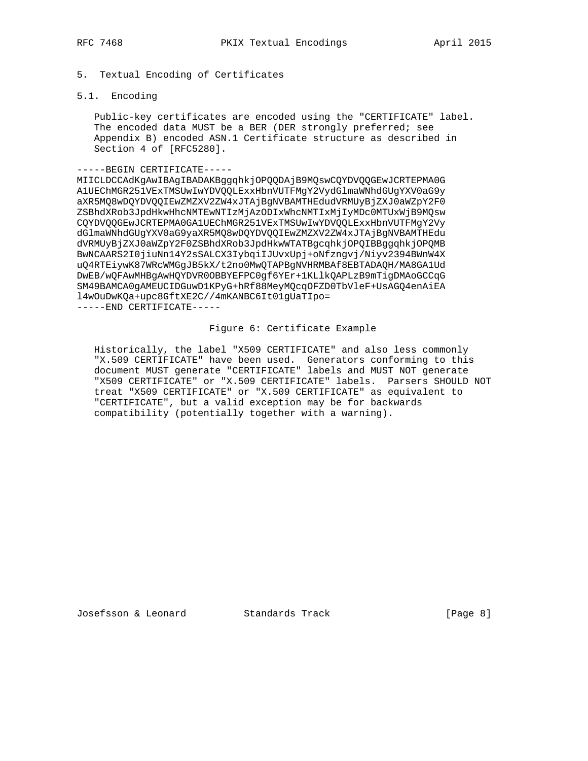## 5. Textual Encoding of Certificates

### 5.1. Encoding

Public-key certificates are encoded using the "CERTIFICATE" label. The encoded data MUST be a BER (DER strongly preferred; see Appendix B) encoded ASN.1 Certificate structure as described in Section 4 of [RFC5280].

```
-----BEGIN CERTIFICATE-----
MIICLDCCAdKgAwIBAgIBADAKBggqhkjOPQQDAjB9MQswCQYDVQQGEwJCRTEPMA0G
A1UEChMGR251VExTMSUwIwYDVQQLExxHbnVUTFMgY2VydGlmaWNhdGUgYXV0aG9y
aXR5MQ8wDQYDVQQIEwZMZXV2ZW4xJTAjBgNVBAMTHEdudVRMUyBjZXJ0aWZpY2F0
ZSBhdXRob3JpdHkwHhcNMTEwNTIzMjAzODIxWhcNMTIxMjIyMDc0MTUxWjB9MQsw
CQYDVQQGEwJCRTEPMA0GA1UEChMGR251VExTMSUwIwYDVQQLExxHbnVUTFMgY2Vy
dGlmaWNhdGUgYXV0aG9yaXR5MQ8wDQYDVQQIEwZMZXV2ZW4xJTAjBgNVBAMTHEdu
dVRMUyBjZXJ0aWZpY2F0ZSBhdXRob3JpdHkwWTATBgcqhkjOPQIBBggqhkjOPQMB
BwNCAARS2I0jiuNn14Y2sSALCX3IybqiIJUvxUpj+oNfzngvj/Niyv2394BWnW4X
uQ4RTEiywK87WRcWMGgJB5kX/t2no0MwQTAPBgNVHRMBAf8EBTADAQH/MA8GA1Ud
DwEB/wQFAwMHBgAwHQYDVR0OBBYEFPC0gf6YEr+1KLlkQAPLzB9mTigDMAoGCCqG
SM49BAMCA0gAMEUCIDGuwD1KPyG+hRf88MeyMQcqOFZD0TbVleF+UsAGQ4enAiEA
l4wOuDwKQa+upc8GftXE2C//4mKANBC6It01gUaTIpo=
-----END CERTIFICATE-----
```

Figure 6: Certificate Example

Historically, the label "X509 CERTIFICATE" and also less commonly "X.509 CERTIFICATE" have been used. Generators conforming to this document MUST generate "CERTIFICATE" labels and MUST NOT generate "X509 CERTIFICATE" or "X.509 CERTIFICATE" labels. Parsers SHOULD NOT treat "X509 CERTIFICATE" or "X.509 CERTIFICATE" as equivalent to "CERTIFICATE", but a valid exception may be for backwards compatibility (potentially together with a warning).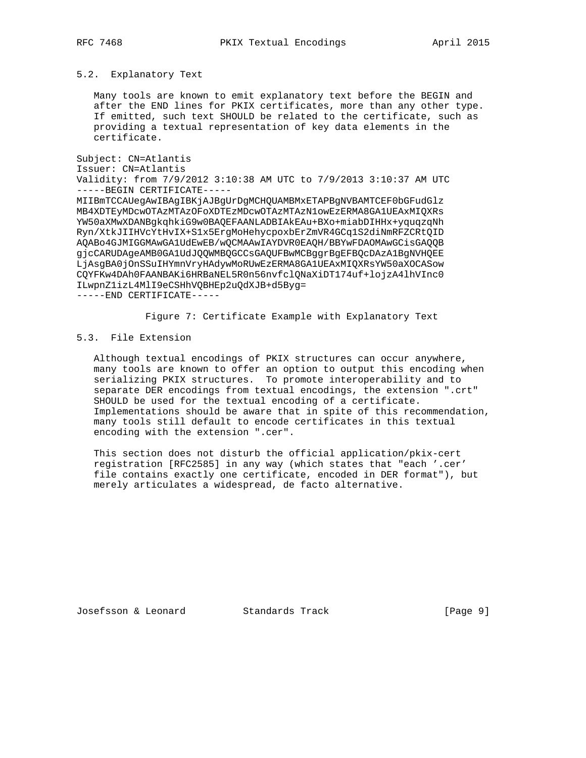## 5.2. Explanatory Text

Many tools are known to emit explanatory text before the BEGIN and after the END lines for PKIX certificates, more than any other type. If emitted, such text SHOULD be related to the certificate, such as providing a textual representation of key data elements in the certificate.

```
Subject: CN=Atlantis
Issuer: CN=Atlantis
Validity: from 7/9/2012 3:10:38 AM UTC to 7/9/2013 3:10:37 AM UTC
-----BEGIN CERTIFICATE-----
MIIBmTCCAUegAwIBAgIBKjAJBgUrDgMCHQUAMBMxETAPBgNVBAMTCEF0bGFudGlz
MB4XDTEyMDcwOTAzMTAzOFoXDTEzMDcwOTAzMTAzN1owEzERMA8GA1UEAxMIQXRs
YW50aXMwXDANBgkqhkiG9w0BAQEFAANLADBIAkEAu+BXo+miabDIHHx+yquqzqNh
Ryn/XtkJIIHVcYtHvIX+S1x5ErgMoHehycpoxbErZmVR4GCq1S2diNmRFZCRtQID
AQABo4GJMIGGMAwGA1UdEwEB/wQCMAAwIAYDVR0EAQH/BBYwFDAOMAwGCisGAQQB
gjcCARUDAgeAMB0GA1UdJQQWMBQGCCsGAQUFBwMCBggrBgEFBQcDAzA1BgNVHQEE
LjAsgBA0jOnSSuIHYmnVryHAdywMoRUwEzERMA8GA1UEAxMIQXRsYW50aXOCASow
CQYFKw4DAh0FAANBAKi6HRBaNEL5R0n56nvfclQNaXiDT174uf+lojzA4lhVInc0
ILwpnZ1izL4MlI9eCSHhVQBHEp2uQdXJB+d5Byg=
-----END CERTIFICATE-----
```

Figure 7: Certificate Example with Explanatory Text

## 5.3. File Extension

Although textual encodings of PKIX structures can occur anywhere, many tools are known to offer an option to output this encoding when serializing PKIX structures. To promote interoperability and to separate DER encodings from textual encodings, the extension ".crt" SHOULD be used for the textual encoding of a certificate. Implementations should be aware that in spite of this recommendation, many tools still default to encode certificates in this textual encoding with the extension ".cer".

This section does not disturb the official application/pkix-cert registration [RFC2585] in any way (which states that "each '.cer' file contains exactly one certificate, encoded in DER format"), but merely articulates a widespread, de facto alternative.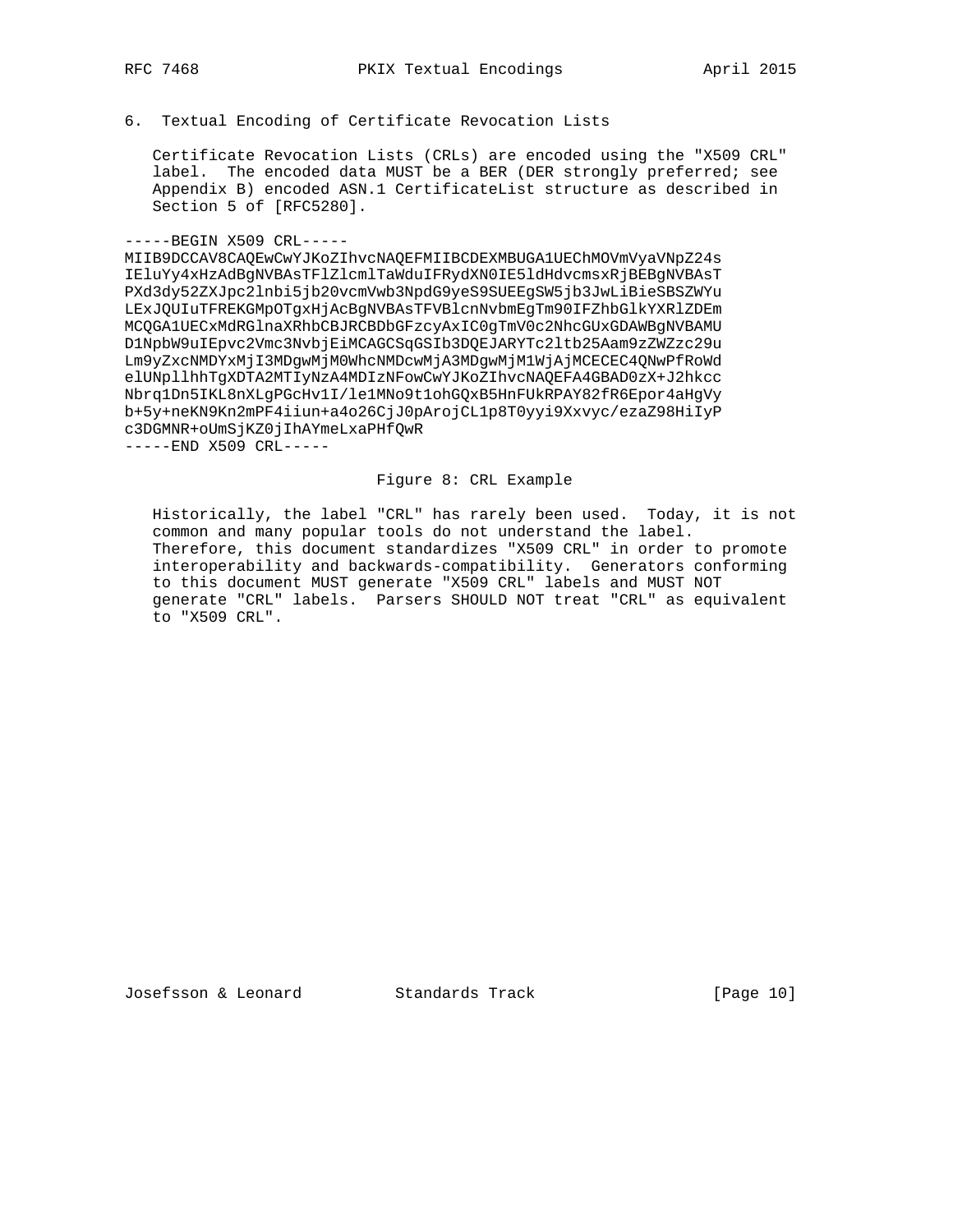## 6. Textual Encoding of Certificate Revocation Lists

Certificate Revocation Lists (CRLs) are encoded using the "X509 CRL" label. The encoded data MUST be a BER (DER strongly preferred; see Appendix B) encoded ASN.1 CertificateList structure as described in Section 5 of [RFC5280].

```
-----BEGIN X509 CRL-----
MIIB9DCCAV8CAQEwCwYJKoZIhvcNAQEFMIIBCDEXMBUGA1UEChMOVmVyaVNpZ24s
IEluYy4xHzAdBgNVBAsTFlZlcmlTaWduIFRydXN0IE5ldHdvcmsxRjBEBgNVBAsT
PXd3dy52ZXJpc2lnbi5jb20vcmVwb3NpdG9yeS9SUEEgSW5jb3JwLiBieSBSZWYu
LExJQUIuTFREKGMpOTgxHjAcBgNVBAsTFVBlcnNvbmEgTm90IFZhbGlkYXRlZDEm
MCQGA1UECxMdRGlnaXRhbCBJRCBDbGFzcyAxIC0gTmV0c2NhcGUxGDAWBgNVBAMU
D1NpbW9uIEpvc2Vmc3NvbjEiMCAGCSqGSIb3DQEJARYTc2ltb25Aam9zZWZzc29u
Lm9yZxcNMDYxMjI3MDgwMjM0WhcNMDcwMjA3MDgwMjM1WjAjMCECEC4QNwPfRoWd
elUNpllhhTgXDTA2MTIyNzA4MDIzNFowCwYJKoZIhvcNAQEFA4GBAD0zX+J2hkcc
Nbrq1Dn5IKL8nXLgPGcHv1I/le1MNo9t1ohGQxB5HnFUkRPAY82fR6Epor4aHgVy
b+5y+neKN9Kn2mPF4iiun+a4o26CjJ0pArojCL1p8T0yyi9Xxvyc/ezaZ98HiIyP
c3DGMNR+oUmSjKZ0jIhAYmeLxaPHfQwR
-----END X509 CRL-----
```

Figure 8: CRL Example

Historically, the label "CRL" has rarely been used. Today, it is not common and many popular tools do not understand the label. Therefore, this document standardizes "X509 CRL" in order to promote interoperability and backwards-compatibility. Generators conforming to this document MUST generate "X509 CRL" labels and MUST NOT generate "CRL" labels. Parsers SHOULD NOT treat "CRL" as equivalent to "X509 CRL".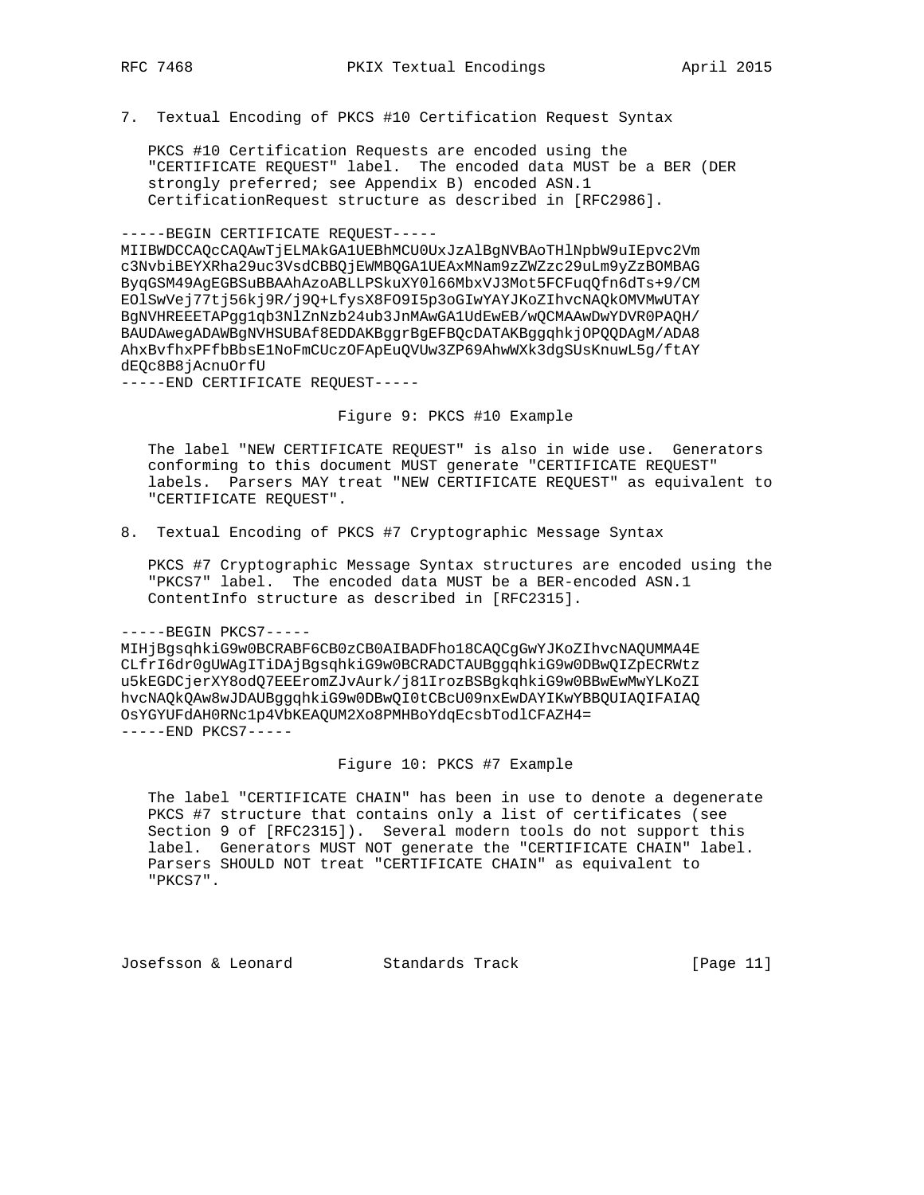## 7. Textual Encoding of PKCS #10 Certification Request Syntax

PKCS #10 Certification Requests are encoded using the "CERTIFICATE REQUEST" label. The encoded data MUST be a BER (DER strongly preferred; see Appendix B) encoded ASN.1 CertificationRequest structure as described in [RFC2986].

```
-----BEGIN CERTIFICATE REQUEST-----
MIIBWDCCAQcCAQAwTjELMAkGA1UEBhMCU0UxJzAlBgNVBAoTHlNpbW9uIEpvc2Vm
c3NvbiBEYXRha29uc3VsdCBBQjEWMBQGA1UEAxMNam9zZWZzc29uLm9yZzBOMBAG
ByqGSM49AgEGBSuBBAAhAzoABLLPSkuXY0l66MbxVJ3Mot5FCFuqQfn6dTs+9/CM
EOlSwVej77tj56kj9R/j9Q+LfysX8FO9I5p3oGIwYAYJKoZIhvcNAQkOMVMwUTAY
BgNVHREEETAPgg1qb3NlZnNzb24ub3JnMAwGA1UdEwEB/wQCMAAwDwYDVR0PAQH/
BAUDAwegADAWBgNVHSUBAf8EDDAKBggrBgEFBQcDATAKBggqhkjOPQQDAgM/ADA8
AhxBvfhxPFfbBbsE1NoFmCUczOFApEuQVUw3ZP69AhwWXk3dgSUsKnuwL5g/ftAY
dEQc8B8jAcnuOrfU
-----END CERTIFICATE REQUEST-----
```

Figure 9: PKCS #10 Example

The label "NEW CERTIFICATE REQUEST" is also in wide use. Generators conforming to this document MUST generate "CERTIFICATE REQUEST" labels. Parsers MAY treat "NEW CERTIFICATE REQUEST" as equivalent to "CERTIFICATE REQUEST".

## 8. Textual Encoding of PKCS #7 Cryptographic Message Syntax

PKCS #7 Cryptographic Message Syntax structures are encoded using the "PKCS7" label. The encoded data MUST be a BER-encoded ASN.1 ContentInfo structure as described in [RFC2315].

```
-----BEGIN PKCS7-----
MIHjBgsqhkiG9w0BCRABF6CB0zCB0AIBADFho18CAQCgGwYJKoZIhvcNAQUMMA4E
CLfrI6dr0gUWAgITiDAjBgsqhkiG9w0BCRADCTAUBggqhkiG9w0DBwQIZpECRWtz
u5kEGDCjerXY8odQ7EEEromZJvAurk/j81IrozBSBgkqhkiG9w0BBwEwMwYLKoZI
hvcNAQkQAw8wJDAUBggqhkiG9w0DBwQI0tCBcU09nxEwDAYIKwYBBQUIAQIFAIAQ
OsYGYUFdAH0RNc1p4VbKEAQUM2Xo8PMHBoYdqEcsbTodlCFAZH4=
-----END PKCS7-----
```

Figure 10: PKCS #7 Example

The label "CERTIFICATE CHAIN" has been in use to denote a degenerate PKCS #7 structure that contains only a list of certificates (see Section 9 of [RFC2315]). Several modern tools do not support this label. Generators MUST NOT generate the "CERTIFICATE CHAIN" label. Parsers SHOULD NOT treat "CERTIFICATE CHAIN" as equivalent to "PKCS7".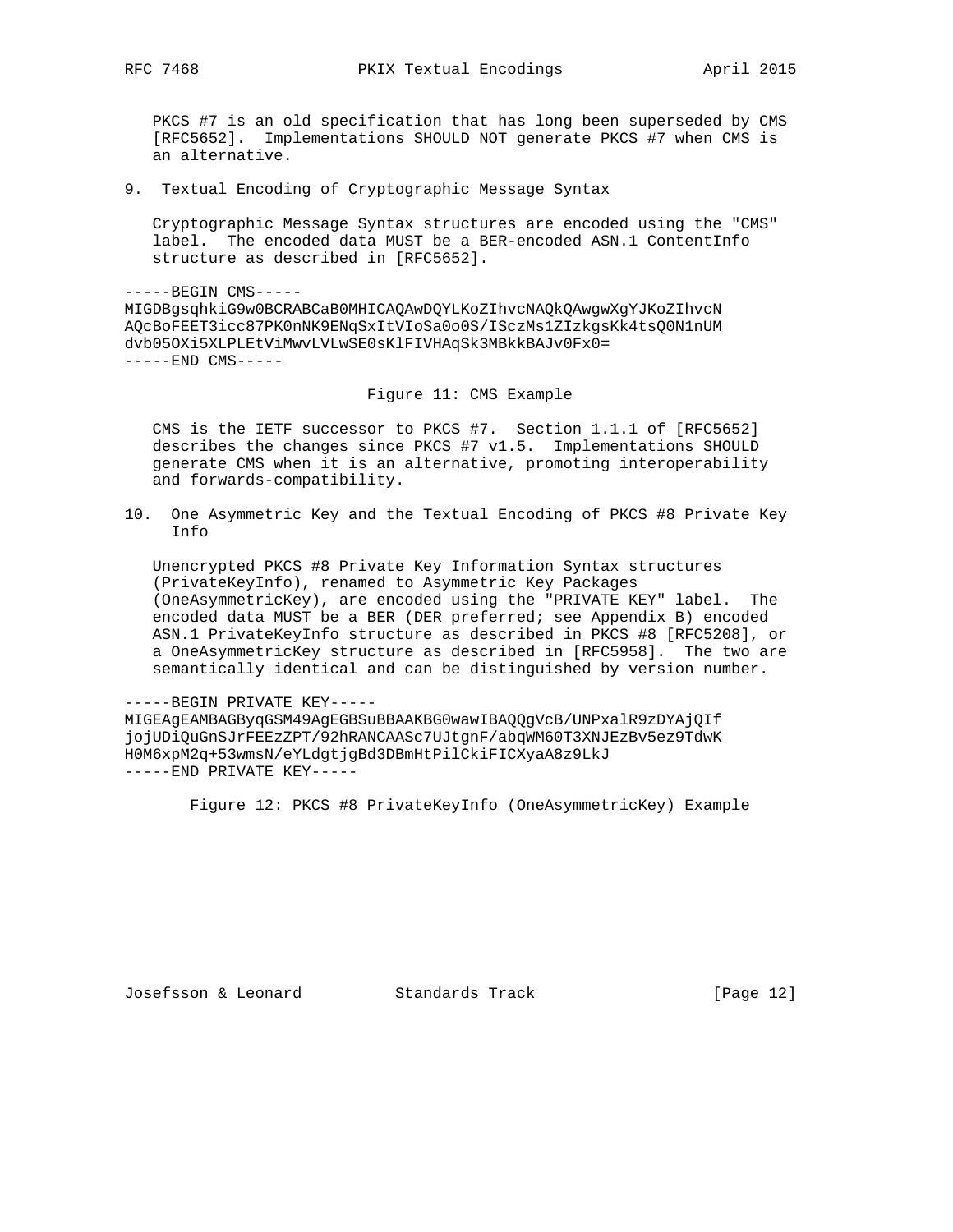PKCS #7 is an old specification that has long been superseded by CMS [RFC5652]. Implementations SHOULD NOT generate PKCS #7 when CMS is an alternative.

## 9. Textual Encoding of Cryptographic Message Syntax

Cryptographic Message Syntax structures are encoded using the "CMS" label. The encoded data MUST be a BER-encoded ASN.1 ContentInfo structure as described in [RFC5652].

```
-----BEGIN CMS-----
MIGDBgsqhkiG9w0BCRABCaB0MHICAQAwDQYLKoZIhvcNAQkQAwgwXgYJKoZIhvcN
AQcBoFEET3icc87PK0nNK9ENqSxItVIoSa0o0S/ISczMs1ZIzkgsKk4tsQ0N1nUM
dvb05OXi5XLPLEtViMwvLVLwSE0sKlFIVHAqSk3MBkkBAJv0Fx0=
-----END CMS-----
```

Figure 11: CMS Example

CMS is the IETF successor to PKCS #7. Section 1.1.1 of [RFC5652] describes the changes since PKCS #7 v1.5. Implementations SHOULD generate CMS when it is an alternative, promoting interoperability and forwards-compatibility.

## 10. One Asymmetric Key and the Textual Encoding of PKCS #8 Private Key Info

Unencrypted PKCS #8 Private Key Information Syntax structures (PrivateKeyInfo), renamed to Asymmetric Key Packages (OneAsymmetricKey), are encoded using the "PRIVATE KEY" label. The encoded data MUST be a BER (DER preferred; see Appendix B) encoded ASN.1 PrivateKeyInfo structure as described in PKCS #8 [RFC5208], or a OneAsymmetricKey structure as described in [RFC5958]. The two are semantically identical and can be distinguished by version number.

```
-----BEGIN PRIVATE KEY-----
MIGEAgEAMBAGByqGSM49AgEGBSuBBAAKBG0wawIBAQQgVcB/UNPxalR9zDYAjQIf
jojUDiQuGnSJrFEEzZPT/92hRANCAASc7UJtgnF/abqWM60T3XNJEzBv5ez9TdwK
H0M6xpM2q+53wmsN/eYLdgtjgBd3DBmHtPilCkiFICXyaA8z9LkJ
-----END PRIVATE KEY-----
```

Figure 12: PKCS #8 PrivateKeyInfo (OneAsymmetricKey) Example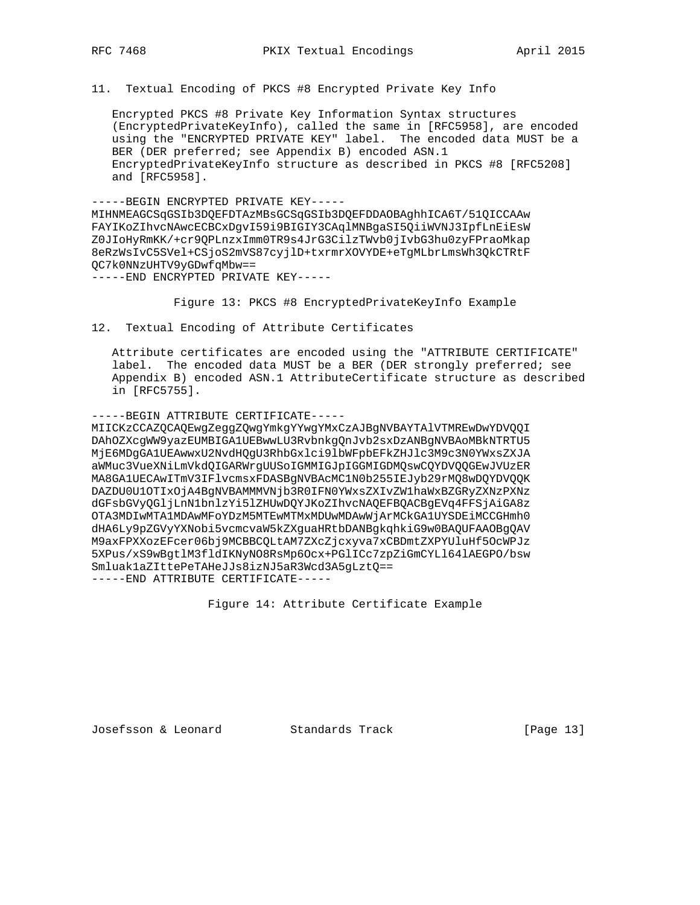## 11. Textual Encoding of PKCS #8 Encrypted Private Key Info

Encrypted PKCS #8 Private Key Information Syntax structures (EncryptedPrivateKeyInfo), called the same in [RFC5958], are encoded using the "ENCRYPTED PRIVATE KEY" label. The encoded data MUST be a BER (DER preferred; see Appendix B) encoded ASN.1 EncryptedPrivateKeyInfo structure as described in PKCS #8 [RFC5208] and [RFC5958].

```
-----BEGIN ENCRYPTED PRIVATE KEY-----
MIHNMEAGCSqGSIb3DQEFDTAzMBsGCSqGSIb3DQEFDDAOBAghhICA6T/51QICCAAw
FAYIKoZIhvcNAwcECBCxDgvI59i9BIGIY3CAqlMNBgaSI5QiiWVNJ3IpfLnEiEsW
Z0JIoHyRmKK/+cr9QPLnzxImm0TR9s4JrG3CilzTWvb0jIvbG3hu0zyFPraoMkap
8eRzWsIvC5SVel+CSjoS2mVS87cyjlD+txrmrXOVYDE+eTgMLbrLmsWh3QkCTRtF
QC7k0NNzUHTV9yGDwfqMbw==
-----END ENCRYPTED PRIVATE KEY-----
```

Figure 13: PKCS #8 EncryptedPrivateKeyInfo Example

## 12. Textual Encoding of Attribute Certificates

Attribute certificates are encoded using the "ATTRIBUTE CERTIFICATE" label. The encoded data MUST be a BER (DER strongly preferred; see Appendix B) encoded ASN.1 AttributeCertificate structure as described in [RFC5755].

```
-----BEGIN ATTRIBUTE CERTIFICATE-----
MIICKzCCAZQCAQEwgZeggZQwgYmkgYYwgYMxCzAJBgNVBAYTAlVTMREwDwYDVQQI
DAhOZXcgWW9yazEUMBIGA1UEBwwLU3RvbnkgQnJvb2sxDzANBgNVBAoMBkNTRTU5
MjE6MDgGA1UEAwwxU2NvdHQgU3RhbGxlci9lbWFpbEFkZHJlc3M9c3N0YWxsZXJA
aWMuc3VueXNiLmVkdQIGARWrgUUSoIGMMIGJpIGGMIGDMQswCQYDVQQGEwJVUzER
MA8GA1UECAwITmV3IFlvcmsxFDASBgNVBAcMC1N0b255IEJyb29rMQ8wDQYDVQQK
DAZDU0U1OTIxOjA4BgNVBAMMMVNjb3R0IFN0YWxsZXIvZW1haWxBZGRyZXNzPXNz
dGFsbGVyQGljLnN1bnlzYi5lZHUwDQYJKoZIhvcNAQEFBQACBgEVq4FFSjAiGA8z
OTA3MDIwMTA1MDAwMFoYDzM5MTEwMTMxMDUwMDAwWjArMCkGA1UYSDEiMCCGHmh0
dHA6Ly9pZGVyYXNobi5vcmcvaW5kZXguaHRtbDANBgkqhkiG9w0BAQUFAAOBgQAV
M9axFPXXozEFcer06bj9MCBBCQLtAM7ZXcZjcxyva7xCBDmtZXPYUluHf5OcWPJz
5XPus/xS9wBgtlM3fldIKNyNO8RsMp6Ocx+PGlICc7zpZiGmCYLl64lAEGPO/bsw
Smluak1aZIttePeTAHeJJs8izNJ5aR3Wcd3A5gLztQ==
-----END ATTRIBUTE CERTIFICATE-----
```

Figure 14: Attribute Certificate Example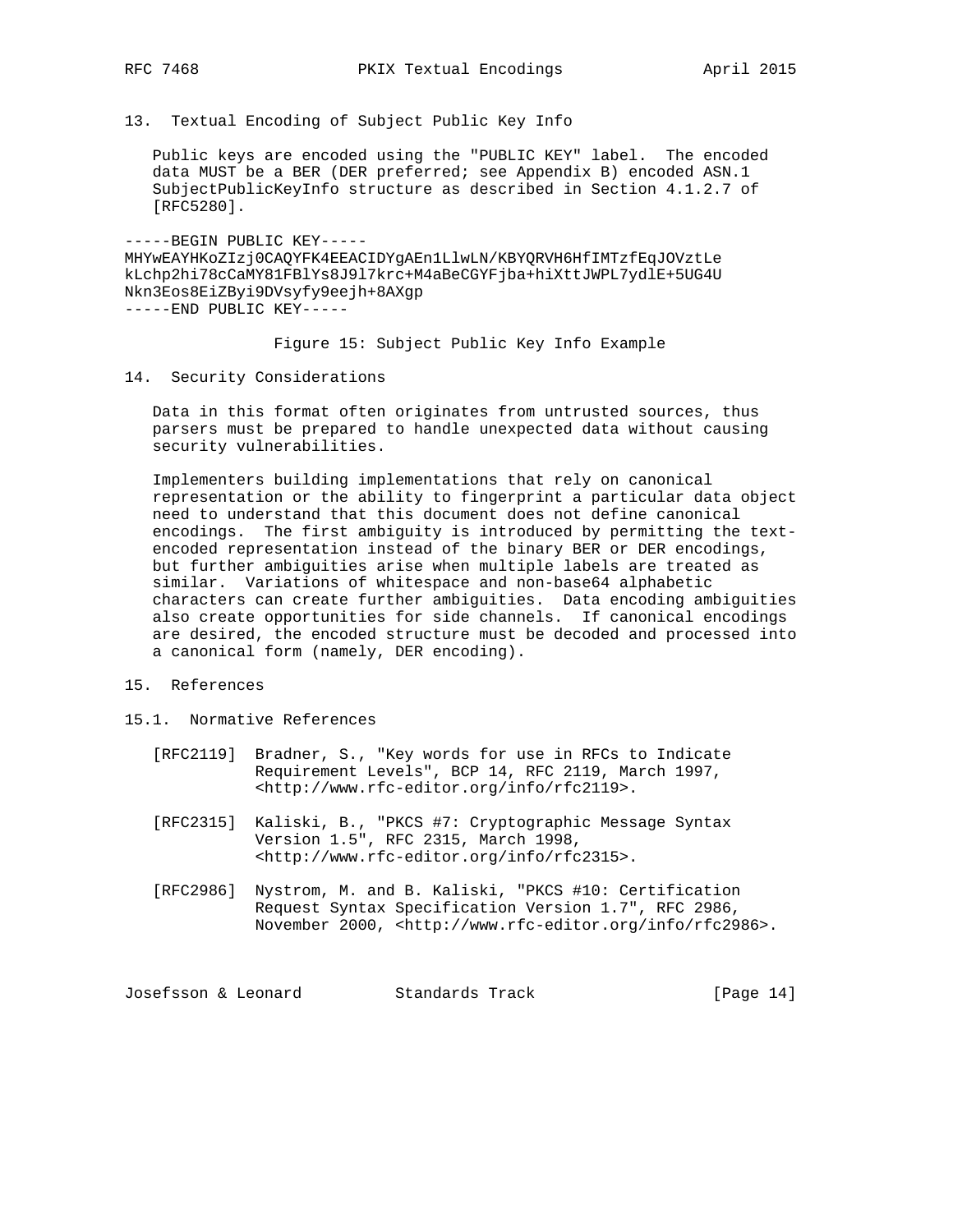## 13. Textual Encoding of Subject Public Key Info

Public keys are encoded using the "PUBLIC KEY" label. The encoded data MUST be a BER (DER preferred; see Appendix B) encoded ASN.1 SubjectPublicKeyInfo structure as described in Section 4.1.2.7 of [RFC5280].

```
-----BEGIN PUBLIC KEY-----
MHYwEAYHKoZIzj0CAQYFK4EEACIDYgAEn1LlwLN/KBYQRVH6HfIMTzfEqJOVztLe
kLchp2hi78cCaMY81FBlYs8J9l7krc+M4aBeCGYFjba+hiXttJWPL7ydlE+5UG4U
Nkn3Eos8EiZByi9DVsyfy9eejh+8AXgp
-----END PUBLIC KEY-----
```

Figure 15: Subject Public Key Info Example

## 14. Security Considerations

Data in this format often originates from untrusted sources, thus parsers must be prepared to handle unexpected data without causing security vulnerabilities.

Implementers building implementations that rely on canonical representation or the ability to fingerprint a particular data object need to understand that this document does not define canonical encodings. The first ambiguity is introduced by permitting the text-encoded representation instead of the binary BER or DER encodings, but further ambiguities arise when multiple labels are treated as similar. Variations of whitespace and non-base64 alphabetic characters can create further ambiguities. Data encoding ambiguities also create opportunities for side channels. If canonical encodings are desired, the encoded structure must be decoded and processed into a canonical form (namely, DER encoding).

## 15. References

### 15.1. Normative References

[RFC2119] Bradner, S., "Key words for use in RFCs to Indicate Requirement Levels", BCP 14, RFC 2119, March 1997, <http://www.rfc-editor.org/info/rfc2119>.

[RFC2315] Kaliski, B., "PKCS #7: Cryptographic Message Syntax Version 1.5", RFC 2315, March 1998, <http://www.rfc-editor.org/info/rfc2315>.

[RFC2986] Nystrom, M. and B. Kaliski, "PKCS #10: Certification Request Syntax Specification Version 1.7", RFC 2986, November 2000, <http://www.rfc-editor.org/info/rfc2986>.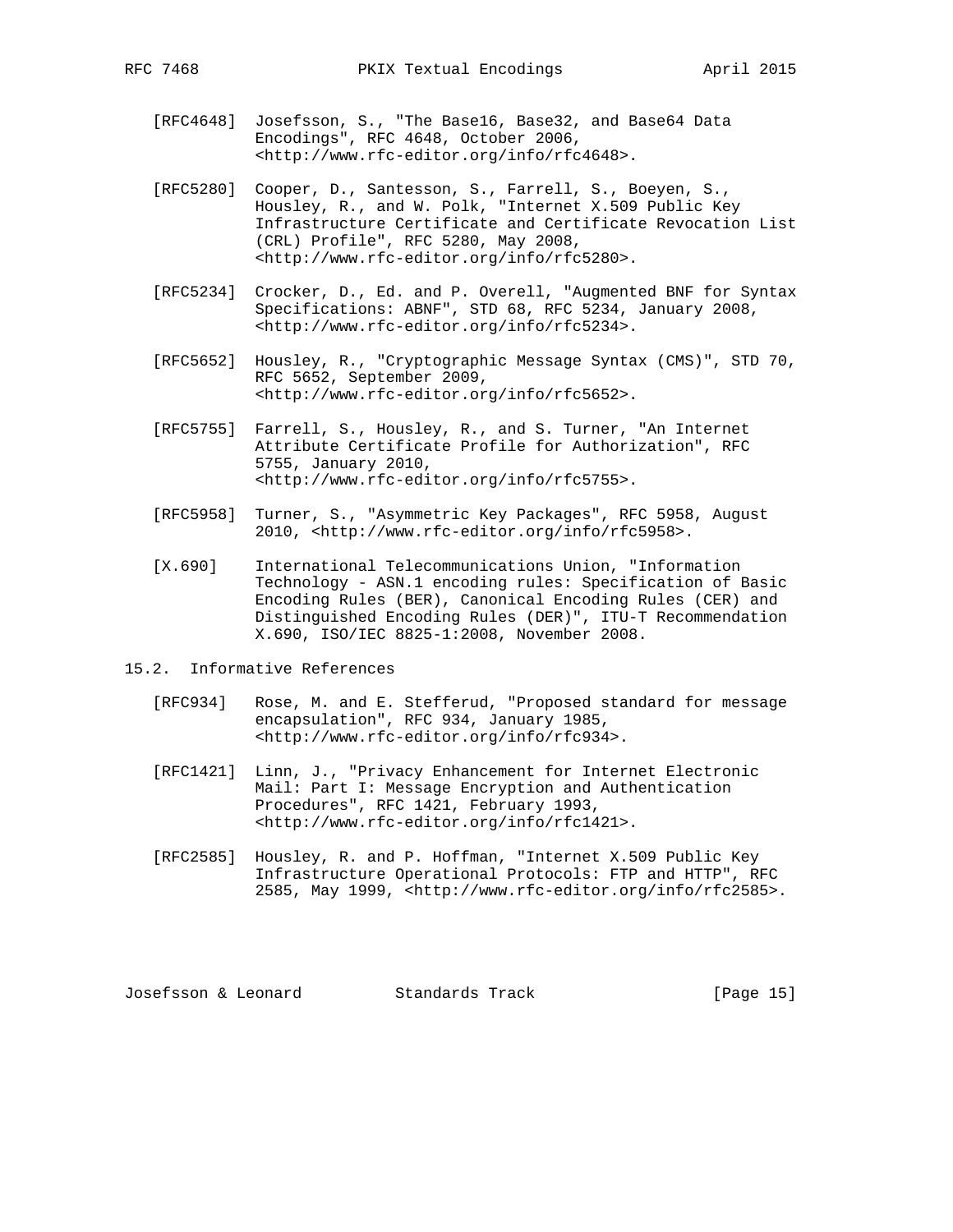[RFC4648] Josefsson, S., "The Base16, Base32, and Base64 Data Encodings", RFC 4648, October 2006, <http://www.rfc-editor.org/info/rfc4648>.

[RFC5280] Cooper, D., Santesson, S., Farrell, S., Boeyen, S., Housley, R., and W. Polk, "Internet X.509 Public Key Infrastructure Certificate and Certificate Revocation List (CRL) Profile", RFC 5280, May 2008, <http://www.rfc-editor.org/info/rfc5280>.

[RFC5234] Crocker, D., Ed. and P. Overell, "Augmented BNF for Syntax Specifications: ABNF", STD 68, RFC 5234, January 2008, <http://www.rfc-editor.org/info/rfc5234>.

[RFC5652] Housley, R., "Cryptographic Message Syntax (CMS)", STD 70, RFC 5652, September 2009, <http://www.rfc-editor.org/info/rfc5652>.

[RFC5755] Farrell, S., Housley, R., and S. Turner, "An Internet Attribute Certificate Profile for Authorization", RFC 5755, January 2010, <http://www.rfc-editor.org/info/rfc5755>.

[RFC5958] Turner, S., "Asymmetric Key Packages", RFC 5958, August 2010, <http://www.rfc-editor.org/info/rfc5958>.

[X.690] International Telecommunications Union, "Information Technology - ASN.1 encoding rules: Specification of Basic Encoding Rules (BER), Canonical Encoding Rules (CER) and Distinguished Encoding Rules (DER)", ITU-T Recommendation X.690, ISO/IEC 8825-1:2008, November 2008.

### 15.2. Informative References

[RFC934] Rose, M. and E. Stefferud, "Proposed standard for message encapsulation", RFC 934, January 1985, <http://www.rfc-editor.org/info/rfc934>.

[RFC1421] Linn, J., "Privacy Enhancement for Internet Electronic Mail: Part I: Message Encryption and Authentication Procedures", RFC 1421, February 1993, <http://www.rfc-editor.org/info/rfc1421>.

[RFC2585] Housley, R. and P. Hoffman, "Internet X.509 Public Key Infrastructure Operational Protocols: FTP and HTTP", RFC 2585, May 1999, <http://www.rfc-editor.org/info/rfc2585>.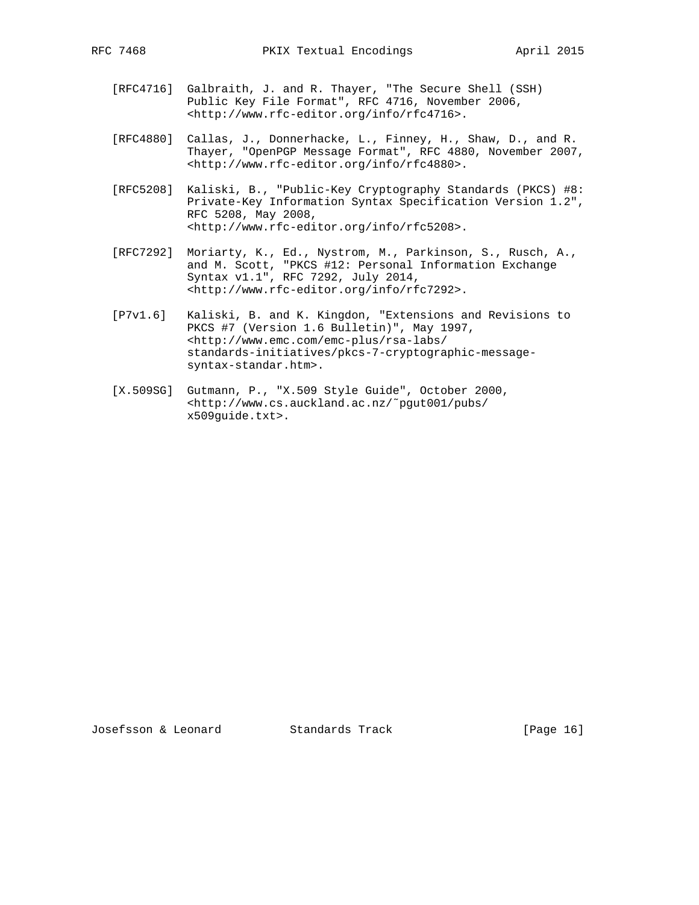[RFC4716] Galbraith, J. and R. Thayer, "The Secure Shell (SSH) Public Key File Format", RFC 4716, November 2006, <http://www.rfc-editor.org/info/rfc4716>.

[RFC4880] Callas, J., Donnerhacke, L., Finney, H., Shaw, D., and R. Thayer, "OpenPGP Message Format", RFC 4880, November 2007, <http://www.rfc-editor.org/info/rfc4880>.

[RFC5208] Kaliski, B., "Public-Key Cryptography Standards (PKCS) #8: Private-Key Information Syntax Specification Version 1.2", RFC 5208, May 2008, <http://www.rfc-editor.org/info/rfc5208>.

[RFC7292] Moriarty, K., Ed., Nystrom, M., Parkinson, S., Rusch, A., and M. Scott, "PKCS #12: Personal Information Exchange Syntax v1.1", RFC 7292, July 2014, <http://www.rfc-editor.org/info/rfc7292>.

[P7v1.6] Kaliski, B. and K. Kingdon, "Extensions and Revisions to PKCS #7 (Version 1.6 Bulletin)", May 1997, <http://www.emc.com/emc-plus/rsa-labs/standards-initiatives/pkcs-7-cryptographic-message-syntax-standar.htm>.

[X.509SG] Gutmann, P., "X.509 Style Guide", October 2000, <http://www.cs.auckland.ac.nz/~pgut001/pubs/x509guide.txt>.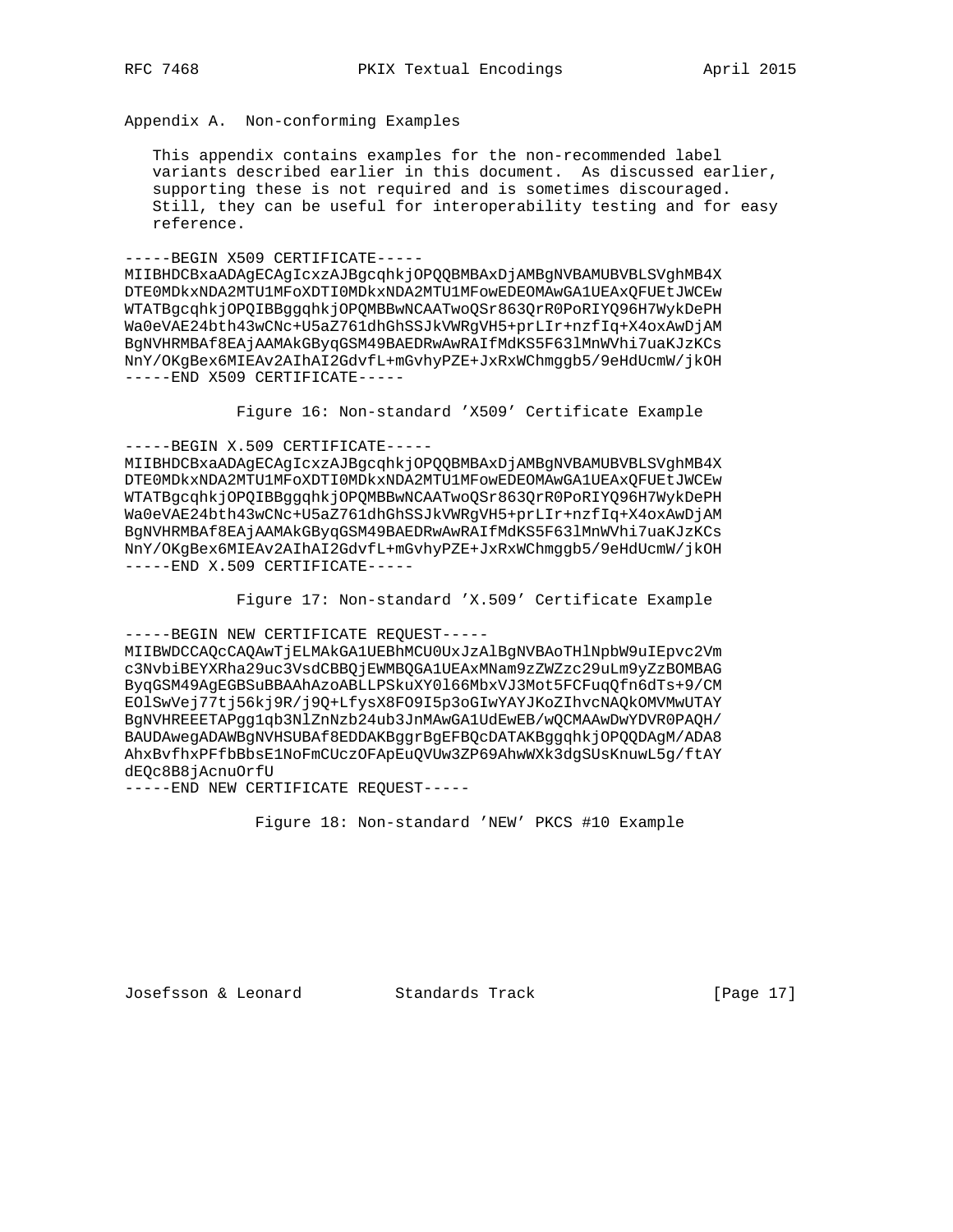## Appendix A. Non-conforming Examples

This appendix contains examples for the non-recommended label variants described earlier in this document. As discussed earlier, supporting these is not required and is sometimes discouraged. Still, they can be useful for interoperability testing and for easy reference.

```
-----BEGIN X509 CERTIFICATE-----
MIIBHDCBxaADAgECAgIcxzAJBgcqhkjOPQQBMBAxDjAMBgNVBAMUBVBLSVghMB4X
DTE0MDkxNDA2MTU1MFoXDTI0MDkxNDA2MTU1MFowEDEOMAwGA1UEAxQFUEtJWCEw
WTATBgcqhkjOPQIBBggqhkjOPQMBBwNCAATwoQSr863QrR0PoRIYQ96H7WykDePH
Wa0eVAE24bth43wCNc+U5aZ761dhGhSSJkVWRgVH5+prLIr+nzfIq+X4oxAwDjAM
BgNVHRMBAf8EAjAAMAkGByqGSM49BAEDRwAwRAIfMdKS5F63lMnWVhi7uaKJzKCs
NnY/OKgBex6MIEAv2AIhAI2GdvfL+mGvhyPZE+JxRxWChmggb5/9eHdUcmW/jkOH
-----END X509 CERTIFICATE-----
```

Figure 16: Non-standard 'X509' Certificate Example

```
-----BEGIN X.509 CERTIFICATE-----
MIIBHDCBxaADAgECAgIcxzAJBgcqhkjOPQQBMBAxDjAMBgNVBAMUBVBLSVghMB4X
DTE0MDkxNDA2MTU1MFoXDTI0MDkxNDA2MTU1MFowEDEOMAwGA1UEAxQFUEtJWCEw
WTATBgcqhkjOPQIBBggqhkjOPQMBBwNCAATwoQSr863QrR0PoRIYQ96H7WykDePH
Wa0eVAE24bth43wCNc+U5aZ761dhGhSSJkVWRgVH5+prLIr+nzfIq+X4oxAwDjAM
BgNVHRMBAf8EAjAAMAkGByqGSM49BAEDRwAwRAIfMdKS5F63lMnWVhi7uaKJzKCs
NnY/OKgBex6MIEAv2AIhAI2GdvfL+mGvhyPZE+JxRxWChmggb5/9eHdUcmW/jkOH
-----END X.509 CERTIFICATE-----
```

Figure 17: Non-standard 'X.509' Certificate Example

```
-----BEGIN NEW CERTIFICATE REQUEST-----
MIIBWDCCAQcCAQAwTjELMAkGA1UEBhMCU0UxJzAlBgNVBAoTHlNpbW9uIEpvc2Vm
c3NvbiBEYXRha29uc3VsdCBBQjEWMBQGA1UEAxMNam9zZWZzc29uLm9yZzBOMBAG
ByqGSM49AgEGBSuBBAAhAzoABLLPSkuXY0l66MbxVJ3Mot5FCFuqQfn6dTs+9/CM
EOlSwVej77tj56kj9R/j9Q+LfysX8FO9I5p3oGIwYAYJKoZIhvcNAQkOMVMwUTAY
BgNVHREEETAPgg1qb3NlZnNzb24ub3JnMAwGA1UdEwEB/wQCMAAwDwYDVR0PAQH/
BAUDAwegADAWBgNVHSUBAf8EDDAKBggrBgEFBQcDATAKBggqhkjOPQQDAgM/ADA8
AhxBvfhxPFfbBbsE1NoFmCUczOFApEuQVUw3ZP69AhwWXk3dgSUsKnuwL5g/ftAY
dEQc8B8jAcnuOrfU
-----END NEW CERTIFICATE REQUEST-----
```

Figure 18: Non-standard 'NEW' PKCS #10 Example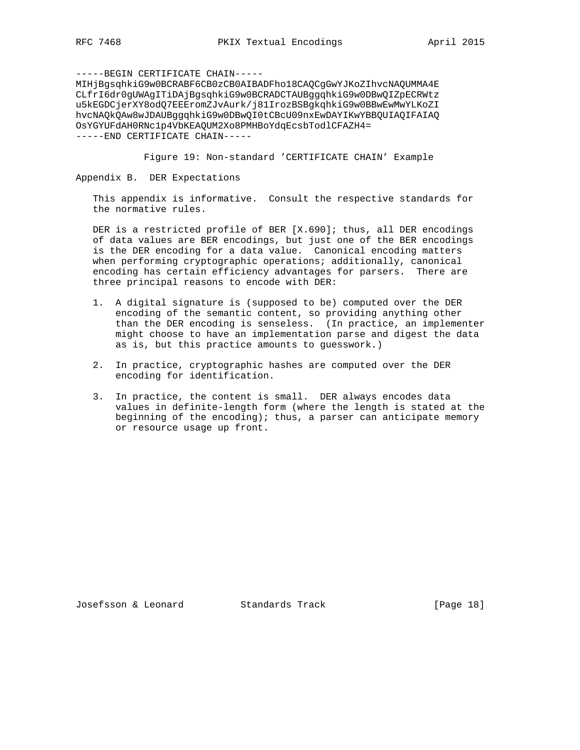```
-----BEGIN CERTIFICATE CHAIN-----
MIHjBgsqhkiG9w0BCRABF6CB0zCB0AIBADFho18CAQCgGwYJKoZIhvcNAQUMMA4E
CLfrI6dr0gUWAgITiDAjBgsqhkiG9w0BCRADCTAUBggqhkiG9w0DBwQIZpECRWtz
u5kEGDCjerXY8odQ7EEEromZJvAurk/j81IrozBSBgkqhkiG9w0BBwEwMwYLKoZI
hvcNAQkQAw8wJDAUBggqhkiG9w0DBwQI0tCBcU09nxEwDAYIKwYBBQUIAQIFAIAQ
OsYGYUFdAH0RNc1p4VbKEAQUM2Xo8PMHBoYdqEcsbTodlCFAZH4=
-----END CERTIFICATE CHAIN-----
```

Figure 19: Non-standard 'CERTIFICATE CHAIN' Example

## Appendix B. DER Expectations

This appendix is informative. Consult the respective standards for the normative rules.

DER is a restricted profile of BER [X.690]; thus, all DER encodings of data values are BER encodings, but just one of the BER encodings is the DER encoding for a data value. Canonical encoding matters when performing cryptographic operations; additionally, canonical encoding has certain efficiency advantages for parsers. There are three principal reasons to encode with DER:

1. A digital signature is (supposed to be) computed over the DER encoding of the semantic content, so providing anything other than the DER encoding is senseless. (In practice, an implementer might choose to have an implementation parse and digest the data as is, but this practice amounts to guesswork.)

2. In practice, cryptographic hashes are computed over the DER encoding for identification.

3. In practice, the content is small. DER always encodes data values in definite-length form (where the length is stated at the beginning of the encoding); thus, a parser can anticipate memory or resource usage up front.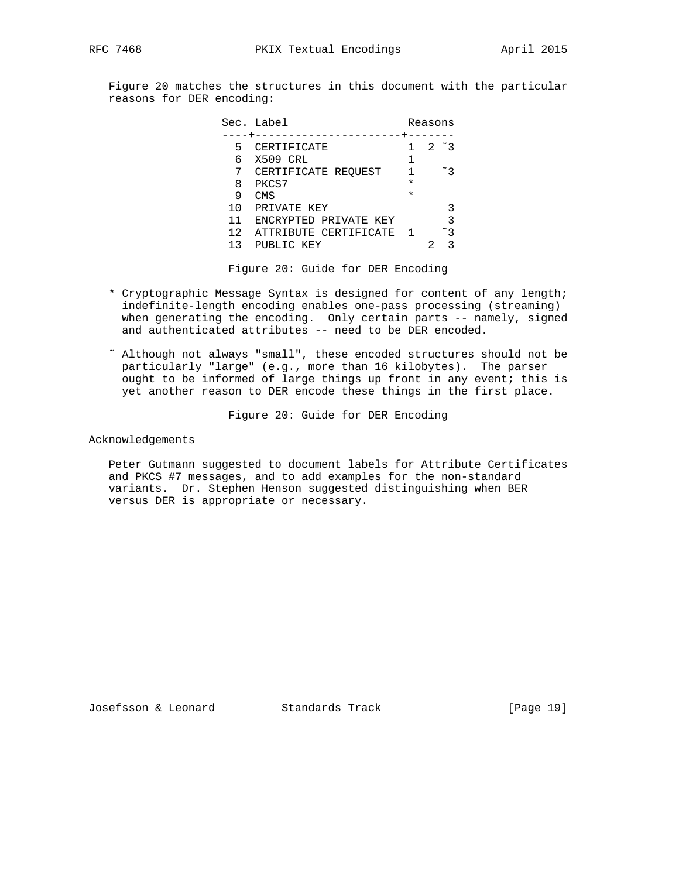Figure 20 matches the structures in this document with the particular reasons for DER encoding:

| Sec. | Label | Reasons | | |
|---|---|---|---|---|
| 5 | CERTIFICATE | 1 | 2 | ˜3 |
| 6 | X509 CRL | 1 | | |
| 7 | CERTIFICATE REQUEST | 1 | | ˜3 |
| 8 | PKCS7 | * | | |
| 9 | CMS | * | | |
| 10 | PRIVATE KEY | | | 3 |
| 11 | ENCRYPTED PRIVATE KEY | | | 3 |
| 12 | ATTRIBUTE CERTIFICATE | 1 | | ˜3 |
| 13 | PUBLIC KEY | | 2 | 3 |

Figure 20: Guide for DER Encoding

* Cryptographic Message Syntax is designed for content of any length; indefinite-length encoding enables one-pass processing (streaming) when generating the encoding. Only certain parts -- namely, signed and authenticated attributes -- need to be DER encoded.

˜ Although not always "small", these encoded structures should not be particularly "large" (e.g., more than 16 kilobytes). The parser ought to be informed of large things up front in any event; this is yet another reason to DER encode these things in the first place.

Figure 20: Guide for DER Encoding

## Acknowledgements

Peter Gutmann suggested to document labels for Attribute Certificates and PKCS #7 messages, and to add examples for the non-standard variants. Dr. Stephen Henson suggested distinguishing when BER versus DER is appropriate or necessary.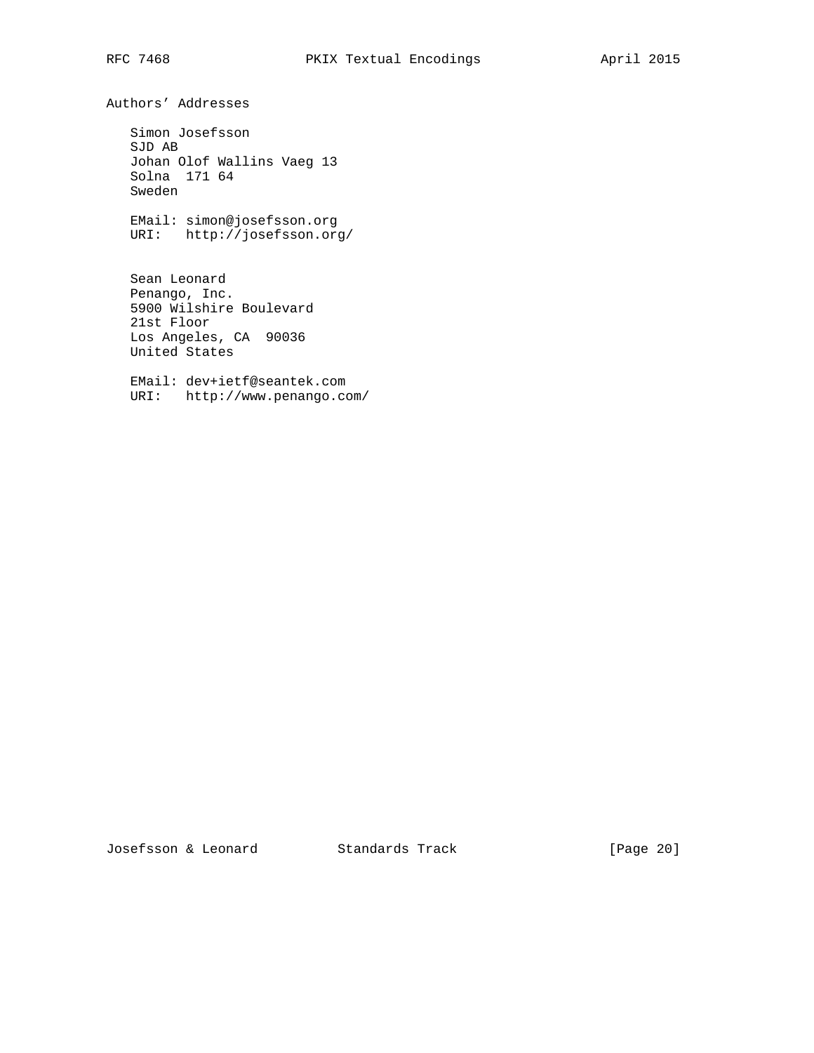## Authors' Addresses

Simon Josefsson
SJD AB
Johan Olof Wallins Vaeg 13
Solna  171 64
Sweden

EMail: simon@josefsson.org
URI:   http://josefsson.org/

Sean Leonard
Penango, Inc.
5900 Wilshire Boulevard
21st Floor
Los Angeles, CA  90036
United States

EMail: dev+ietf@seantek.com
URI:   http://www.penango.com/